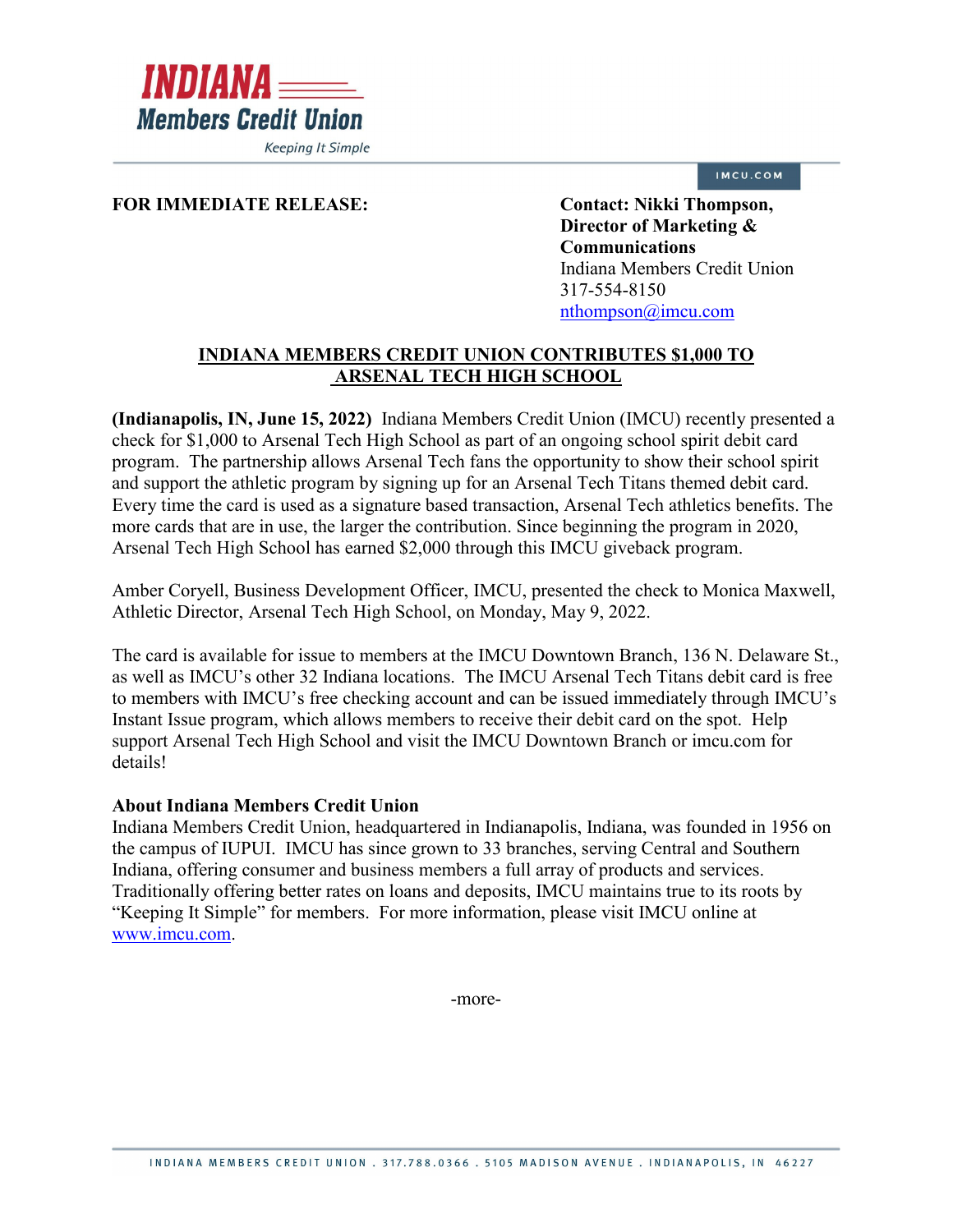**INDIANA Members Credit Union**

*Keeping It Simple*

IMCU.COM

**FOR IMMEDIATE RELEASE:**

**Contact: Nikki Thompson, Director of Marketing & Communications**
Indiana Members Credit Union
317-554-8150
nthompson@imcu.com

## INDIANA MEMBERS CREDIT UNION CONTRIBUTES $1,000 TO ARSENAL TECH HIGH SCHOOL

**(Indianapolis, IN, June 15, 2022)** Indiana Members Credit Union (IMCU) recently presented a check for $1,000 to Arsenal Tech High School as part of an ongoing school spirit debit card program. The partnership allows Arsenal Tech fans the opportunity to show their school spirit and support the athletic program by signing up for an Arsenal Tech Titans themed debit card. Every time the card is used as a signature based transaction, Arsenal Tech athletics benefits. The more cards that are in use, the larger the contribution. Since beginning the program in 2020, Arsenal Tech High School has earned $2,000 through this IMCU giveback program.

Amber Coryell, Business Development Officer, IMCU, presented the check to Monica Maxwell, Athletic Director, Arsenal Tech High School, on Monday, May 9, 2022.

The card is available for issue to members at the IMCU Downtown Branch, 136 N. Delaware St., as well as IMCU's other 32 Indiana locations. The IMCU Arsenal Tech Titans debit card is free to members with IMCU's free checking account and can be issued immediately through IMCU's Instant Issue program, which allows members to receive their debit card on the spot. Help support Arsenal Tech High School and visit the IMCU Downtown Branch or imcu.com for details!

**About Indiana Members Credit Union**

Indiana Members Credit Union, headquartered in Indianapolis, Indiana, was founded in 1956 on the campus of IUPUI. IMCU has since grown to 33 branches, serving Central and Southern Indiana, offering consumer and business members a full array of products and services. Traditionally offering better rates on loans and deposits, IMCU maintains true to its roots by "Keeping It Simple" for members. For more information, please visit IMCU online at www.imcu.com.

-more-

INDIANA MEMBERS CREDIT UNION . 317.788.0366 . 5105 MADISON AVENUE . INDIANAPOLIS, IN 46227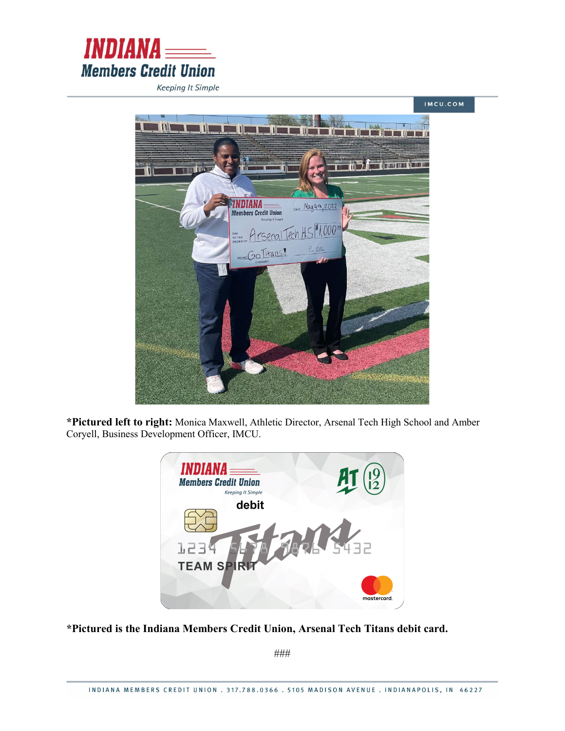**\*Pictured left to right:** Monica Maxwell, Athletic Director, Arsenal Tech High School and Amber Coryell, Business Development Officer, IMCU.

**\*Pictured is the Indiana Members Credit Union, Arsenal Tech Titans debit card.**

###